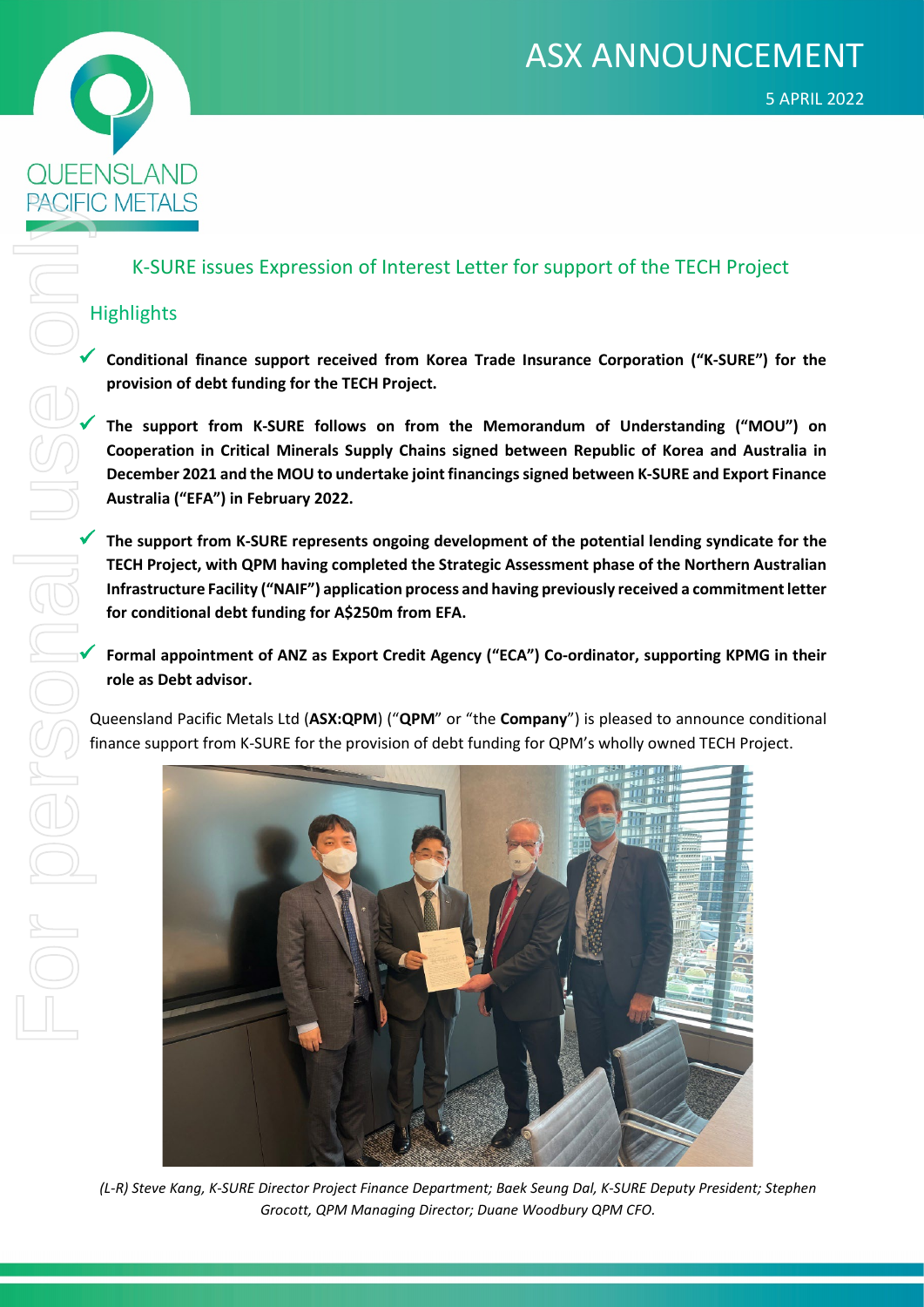# K-SURE issues Expression of Interest Letter for support of the TECH Project

## Highlights

- **Conditional finance support received from Korea Trade Insurance Corporation ("K-SURE") for the provision of debt funding for the TECH Project.**
- **The support from K-SURE follows on from the Memorandum of Understanding ("MOU") on Cooperation in Critical Minerals Supply Chains signed between Republic of Korea and Australia in December 2021 and the MOU to undertake joint financings signed between K-SURE and Export Finance Australia ("EFA") in February 2022.**
- **The support from K-SURE represents ongoing development of the potential lending syndicate for the TECH Project, with QPM having completed the Strategic Assessment phase of the Northern Australian Infrastructure Facility ("NAIF") application process and having previously received a commitment letter for conditional debt funding for A$250m from EFA.**
- **Formal appointment of ANZ as Export Credit Agency ("ECA") Co-ordinator, supporting KPMG in their role as Debt advisor.**

Queensland Pacific Metals Ltd (**ASX:QPM**) ("**QPM**" or "the **Company**") is pleased to announce conditional finance support from K-SURE for the provision of debt funding for QPM's wholly owned TECH Project.

*(L-R) Steve Kang, K-SURE Director Project Finance Department; Baek Seung Dal, K-SURE Deputy President; Stephen Grocott, QPM Managing Director; Duane Woodbury QPM CFO.*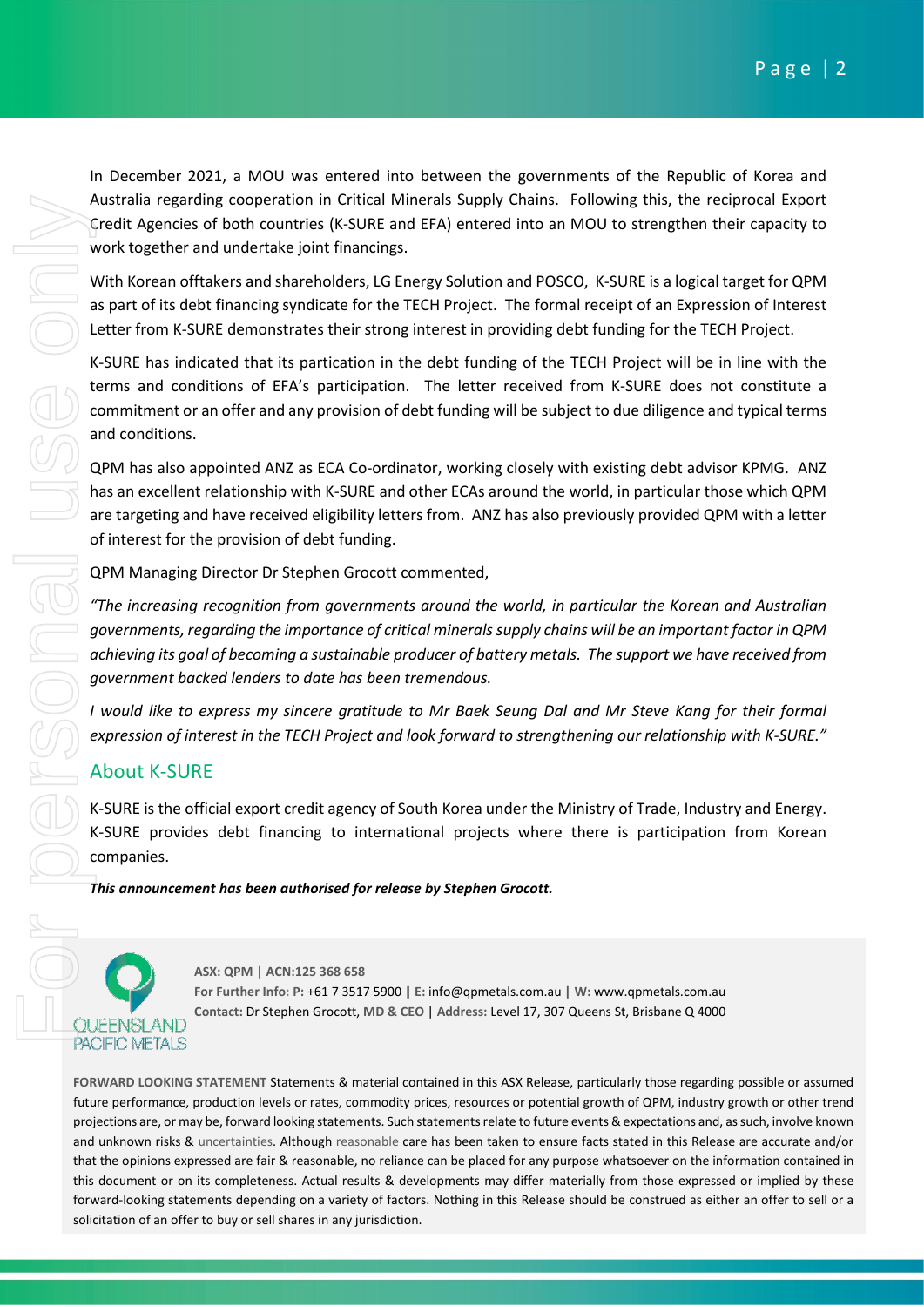In December 2021, a MOU was entered into between the governments of the Republic of Korea and Australia regarding cooperation in Critical Minerals Supply Chains. Following this, the reciprocal Export Credit Agencies of both countries (K-SURE and EFA) entered into an MOU to strengthen their capacity to work together and undertake joint financings.

With Korean offtakers and shareholders, LG Energy Solution and POSCO, K-SURE is a logical target for QPM as part of its debt financing syndicate for the TECH Project. The formal receipt of an Expression of Interest Letter from K-SURE demonstrates their strong interest in providing debt funding for the TECH Project.

K-SURE has indicated that its partication in the debt funding of the TECH Project will be in line with the terms and conditions of EFA's participation. The letter received from K-SURE does not constitute a commitment or an offer and any provision of debt funding will be subject to due diligence and typical terms and conditions.

QPM has also appointed ANZ as ECA Co-ordinator, working closely with existing debt advisor KPMG. ANZ has an excellent relationship with K-SURE and other ECAs around the world, in particular those which QPM are targeting and have received eligibility letters from. ANZ has also previously provided QPM with a letter of interest for the provision of debt funding.

QPM Managing Director Dr Stephen Grocott commented,

*"The increasing recognition from governments around the world, in particular the Korean and Australian governments, regarding the importance of critical minerals supply chains will be an important factor in QPM achieving its goal of becoming a sustainable producer of battery metals. The support we have received from government backed lenders to date has been tremendous.*

*I would like to express my sincere gratitude to Mr Baek Seung Dal and Mr Steve Kang for their formal expression of interest in the TECH Project and look forward to strengthening our relationship with K-SURE."*

## About K-SURE

K-SURE is the official export credit agency of South Korea under the Ministry of Trade, Industry and Energy. K-SURE provides debt financing to international projects where there is participation from Korean companies.

***This announcement has been authorised for release by Stephen Grocott.***

QUEENSLAND PACIFIC METALS

**ASX: QPM | ACN:125 368 658**
**For Further Info: P:** +61 7 3517 5900 **| E:** info@qpmetals.com.au **| W:** www.qpmetals.com.au
**Contact:** Dr Stephen Grocott, **MD & CEO | Address:** Level 17, 307 Queens St, Brisbane Q 4000

**FORWARD LOOKING STATEMENT** Statements & material contained in this ASX Release, particularly those regarding possible or assumed future performance, production levels or rates, commodity prices, resources or potential growth of QPM, industry growth or other trend projections are, or may be, forward looking statements. Such statements relate to future events & expectations and, as such, involve known and unknown risks & uncertainties. Although reasonable care has been taken to ensure facts stated in this Release are accurate and/or that the opinions expressed are fair & reasonable, no reliance can be placed for any purpose whatsoever on the information contained in this document or on its completeness. Actual results & developments may differ materially from those expressed or implied by these forward-looking statements depending on a variety of factors. Nothing in this Release should be construed as either an offer to sell or a solicitation of an offer to buy or sell shares in any jurisdiction.